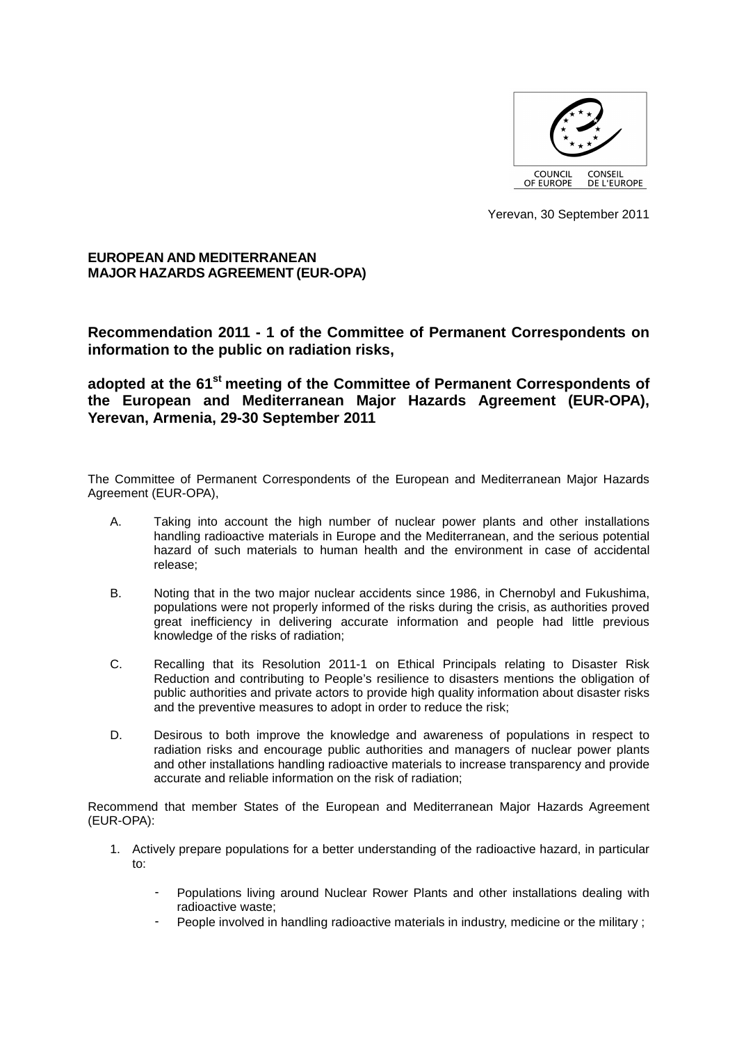COUNCIL OF EUROPE CONSEIL DE L'EUROPE

Yerevan, 30 September 2011

**EUROPEAN AND MEDITERRANEAN**
**MAJOR HAZARDS AGREEMENT (EUR-OPA)**

## Recommendation 2011 - 1 of the Committee of Permanent Correspondents on information to the public on radiation risks,

## adopted at the 61st meeting of the Committee of Permanent Correspondents of the European and Mediterranean Major Hazards Agreement (EUR-OPA), Yerevan, Armenia, 29-30 September 2011

The Committee of Permanent Correspondents of the European and Mediterranean Major Hazards Agreement (EUR-OPA),

A. Taking into account the high number of nuclear power plants and other installations handling radioactive materials in Europe and the Mediterranean, and the serious potential hazard of such materials to human health and the environment in case of accidental release;

B. Noting that in the two major nuclear accidents since 1986, in Chernobyl and Fukushima, populations were not properly informed of the risks during the crisis, as authorities proved great inefficiency in delivering accurate information and people had little previous knowledge of the risks of radiation;

C. Recalling that its Resolution 2011-1 on Ethical Principals relating to Disaster Risk Reduction and contributing to People's resilience to disasters mentions the obligation of public authorities and private actors to provide high quality information about disaster risks and the preventive measures to adopt in order to reduce the risk;

D. Desirous to both improve the knowledge and awareness of populations in respect to radiation risks and encourage public authorities and managers of nuclear power plants and other installations handling radioactive materials to increase transparency and provide accurate and reliable information on the risk of radiation;

Recommend that member States of the European and Mediterranean Major Hazards Agreement (EUR-OPA):

1. Actively prepare populations for a better understanding of the radioactive hazard, in particular to:

    - Populations living around Nuclear Rower Plants and other installations dealing with radioactive waste;
    - People involved in handling radioactive materials in industry, medicine or the military ;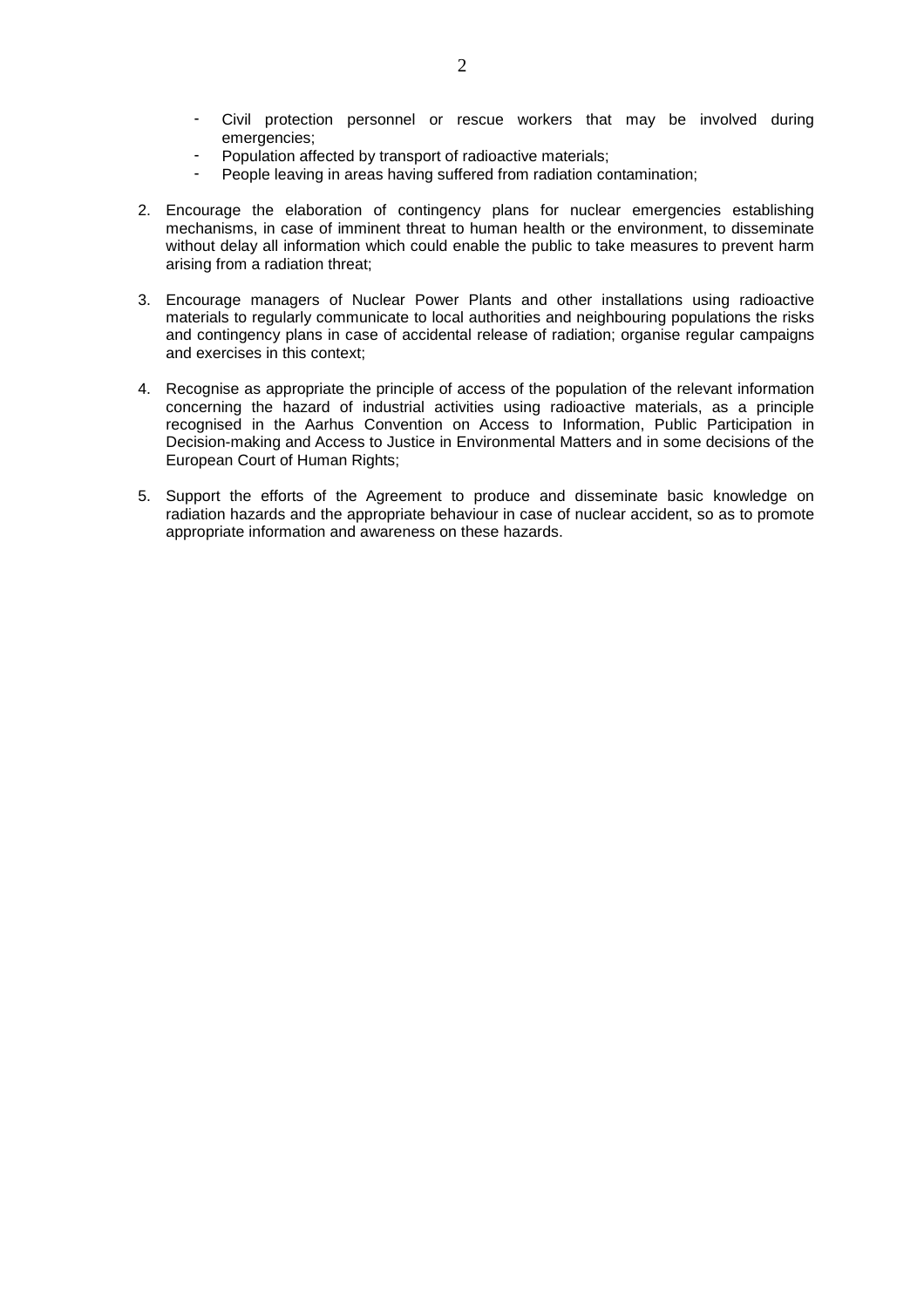- Civil protection personnel or rescue workers that may be involved during emergencies;
- Population affected by transport of radioactive materials;
- People leaving in areas having suffered from radiation contamination;

2. Encourage the elaboration of contingency plans for nuclear emergencies establishing mechanisms, in case of imminent threat to human health or the environment, to disseminate without delay all information which could enable the public to take measures to prevent harm arising from a radiation threat;

3. Encourage managers of Nuclear Power Plants and other installations using radioactive materials to regularly communicate to local authorities and neighbouring populations the risks and contingency plans in case of accidental release of radiation; organise regular campaigns and exercises in this context;

4. Recognise as appropriate the principle of access of the population of the relevant information concerning the hazard of industrial activities using radioactive materials, as a principle recognised in the Aarhus Convention on Access to Information, Public Participation in Decision-making and Access to Justice in Environmental Matters and in some decisions of the European Court of Human Rights;

5. Support the efforts of the Agreement to produce and disseminate basic knowledge on radiation hazards and the appropriate behaviour in case of nuclear accident, so as to promote appropriate information and awareness on these hazards.